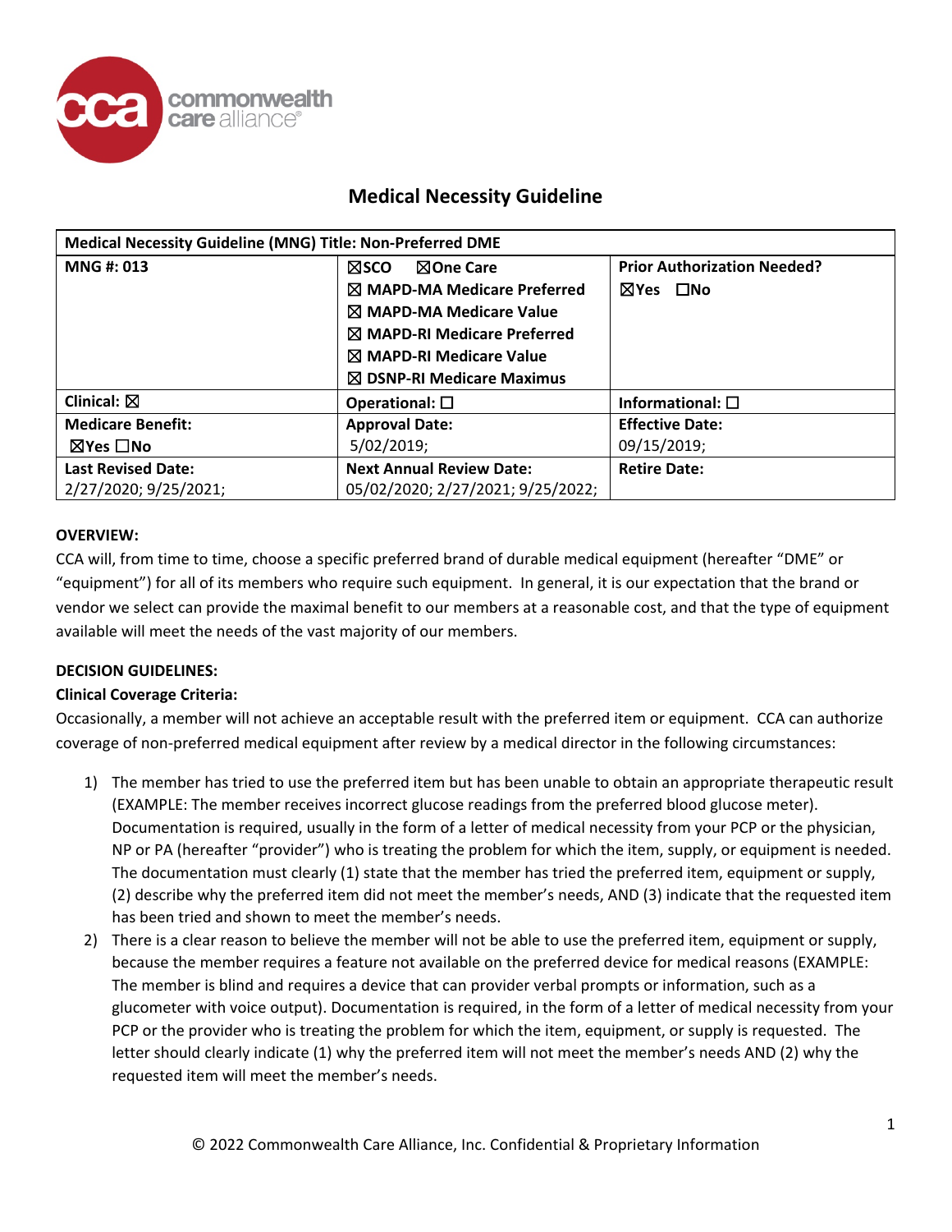# Medical Necessity Guideline

| Medical Necessity Guideline (MNG) Title: Non-Preferred DME | | |
|---|---|---|
| **MNG #: 013** | ☒SCO ☒One Care<br>☒ MAPD-MA Medicare Preferred<br>☒ MAPD-MA Medicare Value<br>☒ MAPD-RI Medicare Preferred<br>☒ MAPD-RI Medicare Value<br>☒ DSNP-RI Medicare Maximus | **Prior Authorization Needed?**<br>☒Yes ☐No |
| **Clinical:** ☒ | **Operational:** ☐ | **Informational:** ☐ |
| **Medicare Benefit:**<br>☒Yes ☐No | **Approval Date:**<br>5/02/2019; | **Effective Date:**<br>09/15/2019; |
| **Last Revised Date:**<br>2/27/2020; 9/25/2021; | **Next Annual Review Date:**<br>05/02/2020; 2/27/2021; 9/25/2022; | **Retire Date:** |

**OVERVIEW:**

CCA will, from time to time, choose a specific preferred brand of durable medical equipment (hereafter "DME" or "equipment") for all of its members who require such equipment. In general, it is our expectation that the brand or vendor we select can provide the maximal benefit to our members at a reasonable cost, and that the type of equipment available will meet the needs of the vast majority of our members.

**DECISION GUIDELINES:**

**Clinical Coverage Criteria:**

Occasionally, a member will not achieve an acceptable result with the preferred item or equipment. CCA can authorize coverage of non-preferred medical equipment after review by a medical director in the following circumstances:

1) The member has tried to use the preferred item but has been unable to obtain an appropriate therapeutic result (EXAMPLE: The member receives incorrect glucose readings from the preferred blood glucose meter). Documentation is required, usually in the form of a letter of medical necessity from your PCP or the physician, NP or PA (hereafter "provider") who is treating the problem for which the item, supply, or equipment is needed. The documentation must clearly (1) state that the member has tried the preferred item, equipment or supply, (2) describe why the preferred item did not meet the member's needs, AND (3) indicate that the requested item has been tried and shown to meet the member's needs.
2) There is a clear reason to believe the member will not be able to use the preferred item, equipment or supply, because the member requires a feature not available on the preferred device for medical reasons (EXAMPLE: The member is blind and requires a device that can provider verbal prompts or information, such as a glucometer with voice output). Documentation is required, in the form of a letter of medical necessity from your PCP or the provider who is treating the problem for which the item, equipment, or supply is requested. The letter should clearly indicate (1) why the preferred item will not meet the member's needs AND (2) why the requested item will meet the member's needs.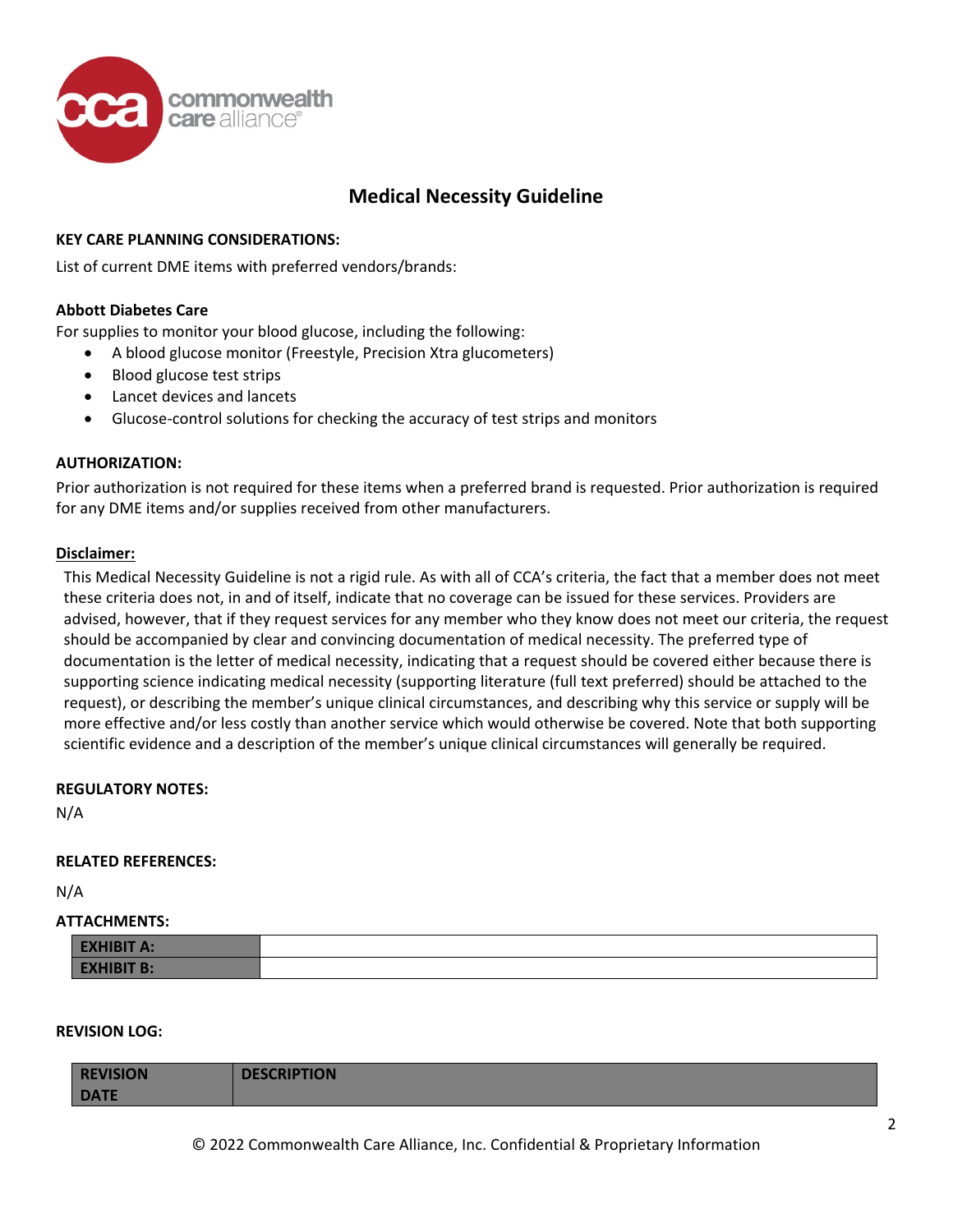# Medical Necessity Guideline

**KEY CARE PLANNING CONSIDERATIONS:**

List of current DME items with preferred vendors/brands:

**Abbott Diabetes Care**

For supplies to monitor your blood glucose, including the following:

- A blood glucose monitor (Freestyle, Precision Xtra glucometers)
- Blood glucose test strips
- Lancet devices and lancets
- Glucose-control solutions for checking the accuracy of test strips and monitors

**AUTHORIZATION:**

Prior authorization is not required for these items when a preferred brand is requested. Prior authorization is required for any DME items and/or supplies received from other manufacturers.

**Disclaimer:**

This Medical Necessity Guideline is not a rigid rule. As with all of CCA's criteria, the fact that a member does not meet these criteria does not, in and of itself, indicate that no coverage can be issued for these services. Providers are advised, however, that if they request services for any member who they know does not meet our criteria, the request should be accompanied by clear and convincing documentation of medical necessity. The preferred type of documentation is the letter of medical necessity, indicating that a request should be covered either because there is supporting science indicating medical necessity (supporting literature (full text preferred) should be attached to the request), or describing the member's unique clinical circumstances, and describing why this service or supply will be more effective and/or less costly than another service which would otherwise be covered. Note that both supporting scientific evidence and a description of the member's unique clinical circumstances will generally be required.

**REGULATORY NOTES:**

N/A

**RELATED REFERENCES:**

N/A

**ATTACHMENTS:**

| EXHIBIT A: | |
|---|---|
| EXHIBIT B: | |

**REVISION LOG:**

| REVISION DATE | DESCRIPTION |
|---|---|

© 2022 Commonwealth Care Alliance, Inc. Confidential & Proprietary Information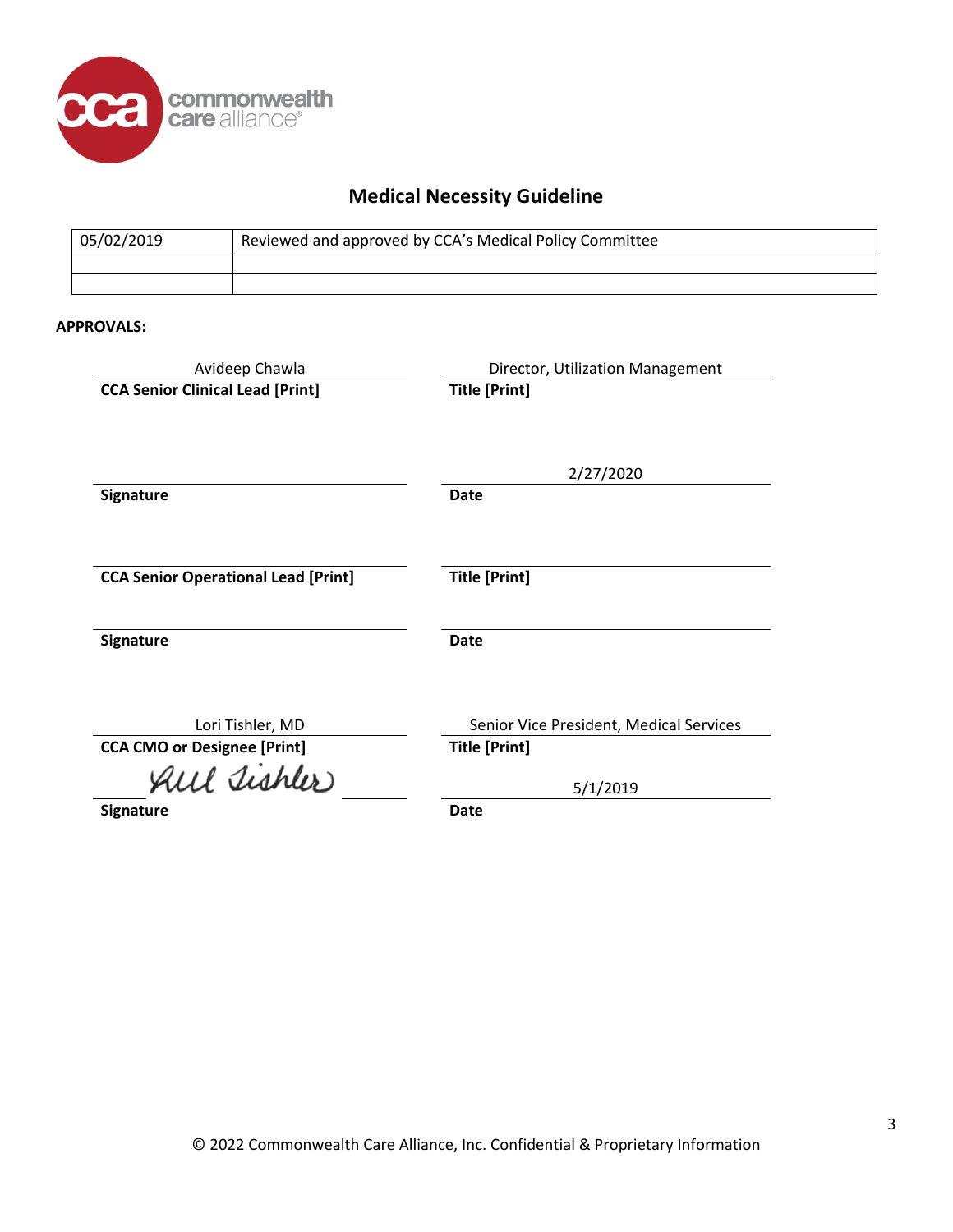# Medical Necessity Guideline

| | |
|---|---|
| 05/02/2019 | Reviewed and approved by CCA's Medical Policy Committee |
| | |
| | |

**APPROVALS:**

| | |
|---|---|
| Avideep Chawla | Director, Utilization Management |
| **CCA Senior Clinical Lead [Print]** | **Title [Print]** |
| | 2/27/2020 |
| **Signature** | **Date** |
| | |
| **CCA Senior Operational Lead [Print]** | **Title [Print]** |
| | |
| **Signature** | **Date** |
| Lori Tishler, MD | Senior Vice President, Medical Services |
| **CCA CMO or Designee [Print]** | **Title [Print]** |
| Lori Tishler | 5/1/2019 |
| **Signature** | **Date** |

© 2022 Commonwealth Care Alliance, Inc. Confidential & Proprietary Information